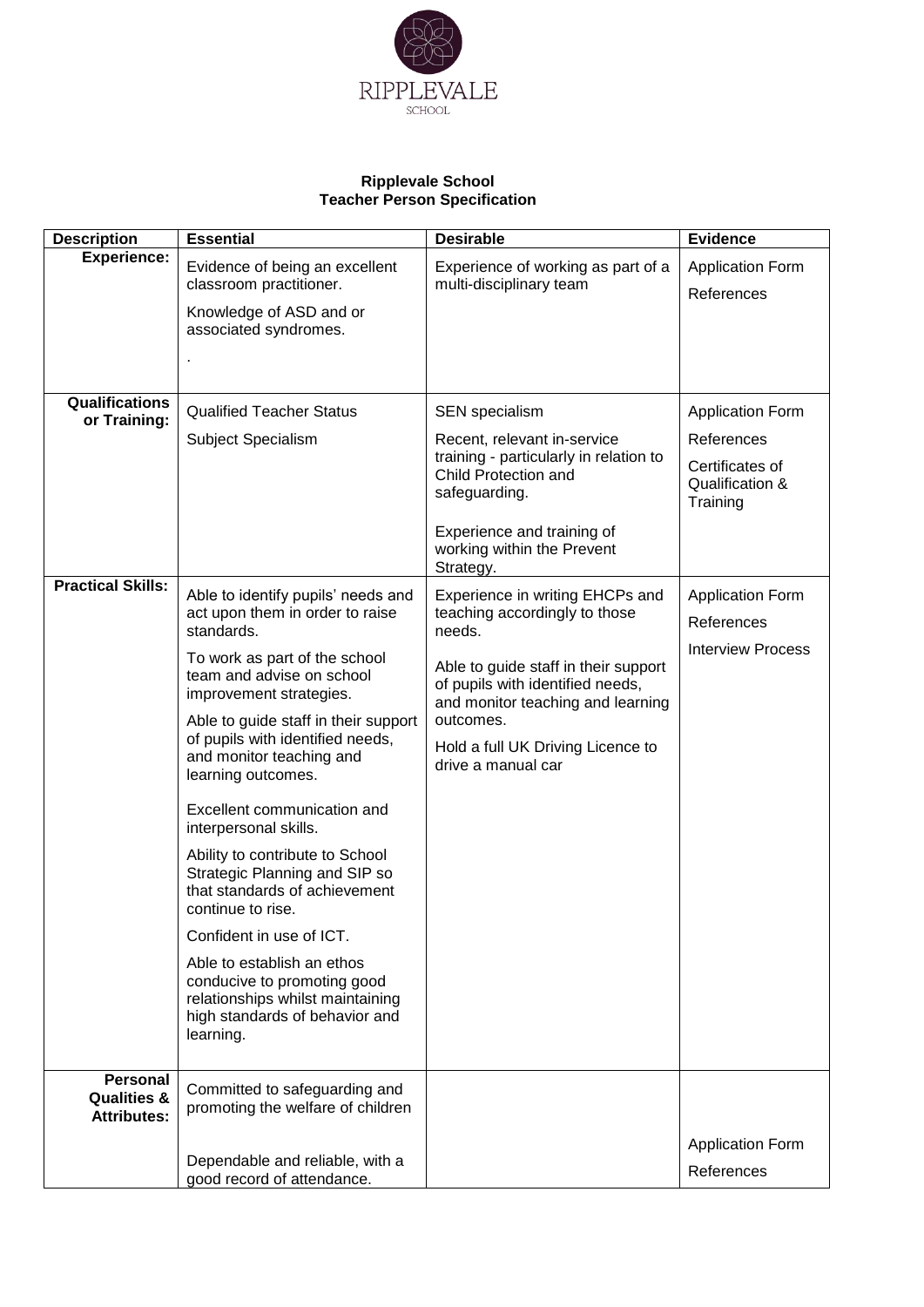RIPPLEVALE
SCHOOL

**Ripplevale School**
**Teacher Person Specification**

| Description | Essential | Desirable | Evidence |
|---|---|---|---|
| **Experience:** | Evidence of being an excellent classroom practitioner.<br><br>Knowledge of ASD and or associated syndromes.<br><br>. | Experience of working as part of a multi-disciplinary team | Application Form<br><br>References |
| **Qualifications or Training:** | Qualified Teacher Status<br><br>Subject Specialism | SEN specialism<br><br>Recent, relevant in-service training - particularly in relation to Child Protection and safeguarding.<br><br>Experience and training of working within the Prevent Strategy. | Application Form<br><br>References<br><br>Certificates of Qualification & Training |
| **Practical Skills:** | Able to identify pupils' needs and act upon them in order to raise standards.<br><br>To work as part of the school team and advise on school improvement strategies.<br><br>Able to guide staff in their support of pupils with identified needs, and monitor teaching and learning outcomes.<br><br>Excellent communication and interpersonal skills.<br><br>Ability to contribute to School Strategic Planning and SIP so that standards of achievement continue to rise.<br><br>Confident in use of ICT.<br><br>Able to establish an ethos conducive to promoting good relationships whilst maintaining high standards of behavior and learning. | Experience in writing EHCPs and teaching accordingly to those needs.<br><br>Able to guide staff in their support of pupils with identified needs, and monitor teaching and learning outcomes.<br><br>Hold a full UK Driving Licence to drive a manual car | Application Form<br><br>References<br><br>Interview Process |
| **Personal Qualities & Attributes:** | Committed to safeguarding and promoting the welfare of children | | |
| | Dependable and reliable, with a good record of attendance. | | Application Form<br><br>References |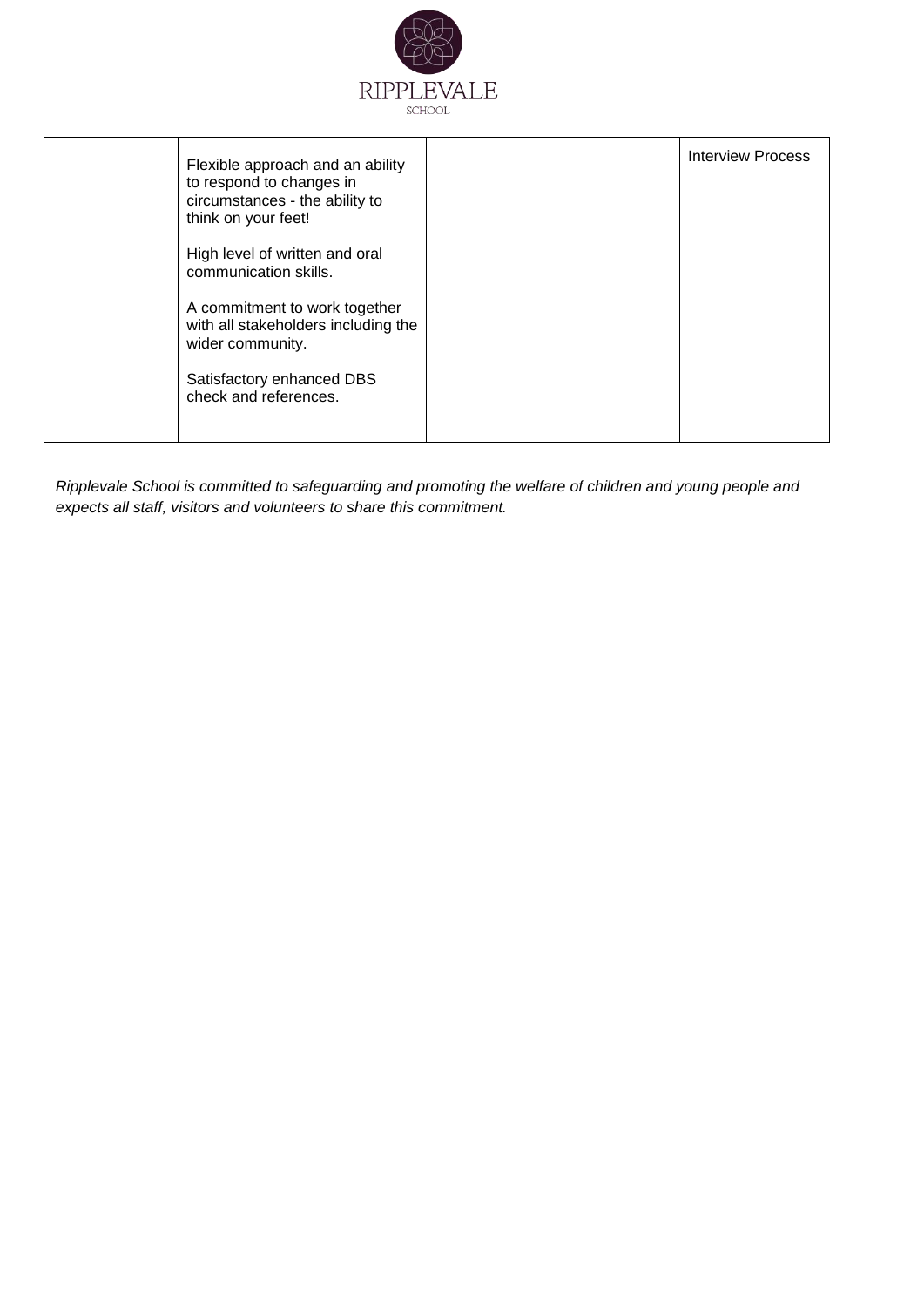| | | | |
|---|---|---|---|
| | Flexible approach and an ability to respond to changes in circumstances - the ability to think on your feet!<br><br>High level of written and oral communication skills.<br><br>A commitment to work together with all stakeholders including the wider community.<br><br>Satisfactory enhanced DBS check and references. | | Interview Process |

*Ripplevale School is committed to safeguarding and promoting the welfare of children and young people and expects all staff, visitors and volunteers to share this commitment.*